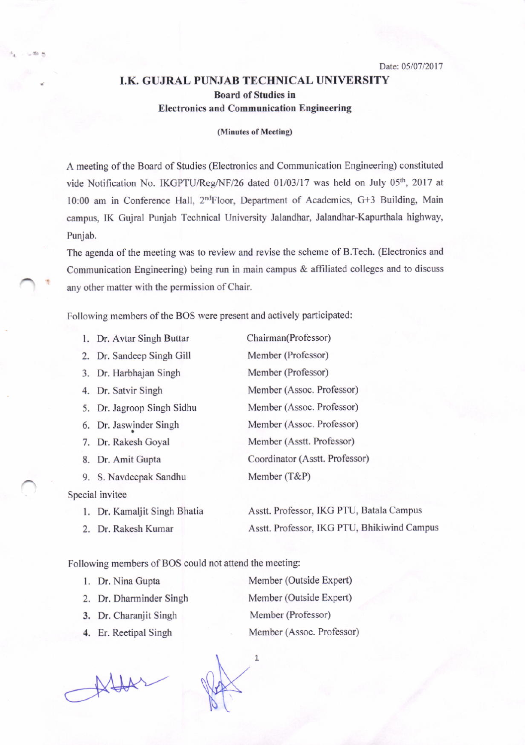Date: 05/07/2017

# I.K. GUJRAL PUNJAB TECHNICAL UNIVERSITY

## Board of Studies in
## Electronics and Communication Engineering

**(Minutes of Meeting)**

A meeting of the Board of Studies (Electronics and Communication Engineering) constituted vide Notification No. IKGPTU/Reg/NF/26 dated 01/03/17 was held on July 05th, 2017 at 10:00 am in Conference Hall, 2nd Floor, Department of Academics, G+3 Building, Main campus, IK Gujral Punjab Technical University Jalandhar, Jalandhar-Kapurthala highway, Punjab.

The agenda of the meeting was to review and revise the scheme of B.Tech. (Electronics and Communication Engineering) being run in main campus & affiliated colleges and to discuss any other matter with the permission of Chair.

Following members of the BOS were present and actively participated:

| | Name | Designation |
|---|---|---|
| 1. | Dr. Avtar Singh Buttar | Chairman(Professor) |
| 2. | Dr. Sandeep Singh Gill | Member (Professor) |
| 3. | Dr. Harbhajan Singh | Member (Professor) |
| 4. | Dr. Satvir Singh | Member (Assoc. Professor) |
| 5. | Dr. Jagroop Singh Sidhu | Member (Assoc. Professor) |
| 6. | Dr. Jaswinder Singh | Member (Assoc. Professor) |
| 7. | Dr. Rakesh Goyal | Member (Asstt. Professor) |
| 8. | Dr. Amit Gupta | Coordinator (Asstt. Professor) |
| 9. | S. Navdeepak Sandhu | Member (T&P) |

Special invitee

| | Name | Designation |
|---|---|---|
| 1. | Dr. Kamaljit Singh Bhatia | Asstt. Professor, IKG PTU, Batala Campus |
| 2. | Dr. Rakesh Kumar | Asstt. Professor, IKG PTU, Bhikiwind Campus |

Following members of BOS could not attend the meeting:

| | Name | Designation |
|---|---|---|
| 1. | Dr. Nina Gupta | Member (Outside Expert) |
| 2. | Dr. Dharminder Singh | Member (Outside Expert) |
| 3. | Dr. Charanjit Singh | Member (Professor) |
| 4. | Er. Reetipal Singh | Member (Assoc. Professor) |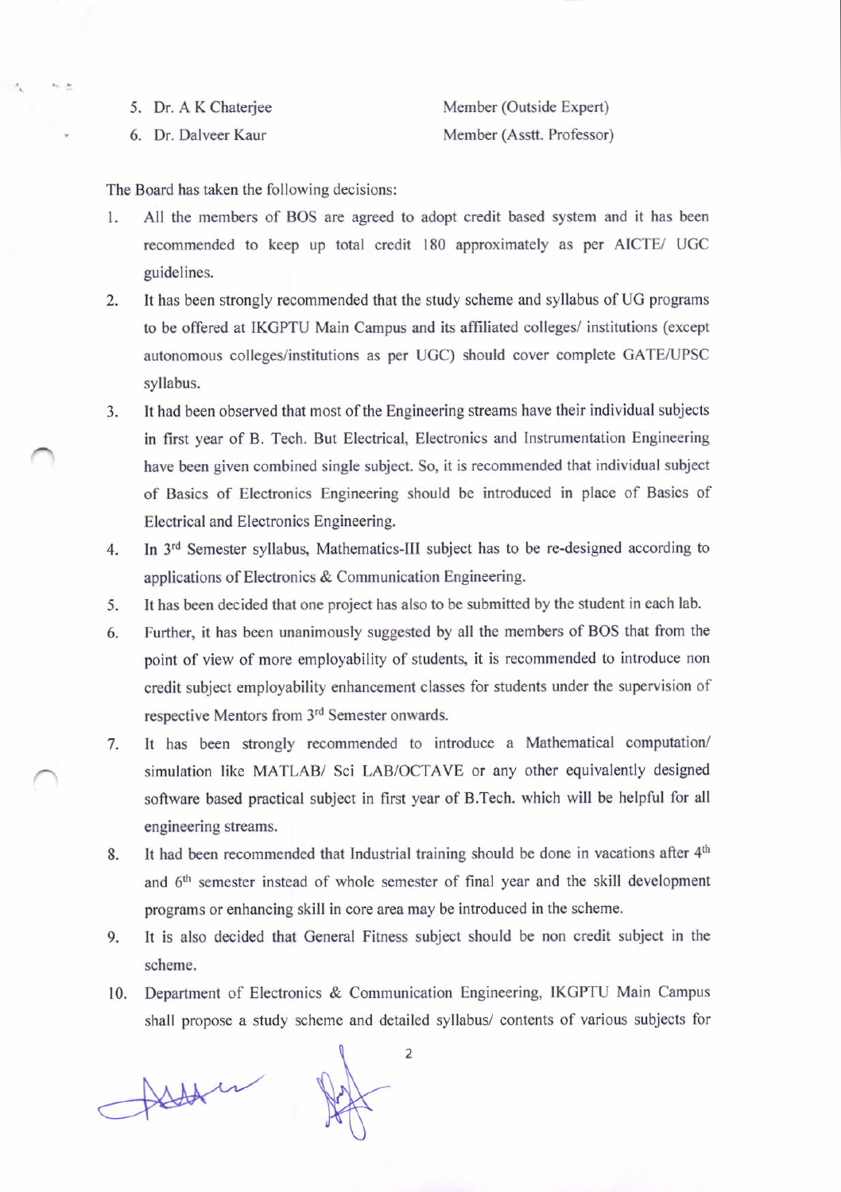5. Dr. A K Chaterjee — Member (Outside Expert)
6. Dr. Dalveer Kaur — Member (Asstt. Professor)

The Board has taken the following decisions:

1. All the members of BOS are agreed to adopt credit based system and it has been recommended to keep up total credit 180 approximately as per AICTE/ UGC guidelines.
2. It has been strongly recommended that the study scheme and syllabus of UG programs to be offered at IKGPTU Main Campus and its affiliated colleges/ institutions (except autonomous colleges/institutions as per UGC) should cover complete GATE/UPSC syllabus.
3. It had been observed that most of the Engineering streams have their individual subjects in first year of B. Tech. But Electrical, Electronics and Instrumentation Engineering have been given combined single subject. So, it is recommended that individual subject of Basics of Electronics Engineering should be introduced in place of Basics of Electrical and Electronics Engineering.
4. In 3rd Semester syllabus, Mathematics-III subject has to be re-designed according to applications of Electronics & Communication Engineering.
5. It has been decided that one project has also to be submitted by the student in each lab.
6. Further, it has been unanimously suggested by all the members of BOS that from the point of view of more employability of students, it is recommended to introduce non credit subject employability enhancement classes for students under the supervision of respective Mentors from 3rd Semester onwards.
7. It has been strongly recommended to introduce a Mathematical computation/ simulation like MATLAB/ Sci LAB/OCTAVE or any other equivalently designed software based practical subject in first year of B.Tech. which will be helpful for all engineering streams.
8. It had been recommended that Industrial training should be done in vacations after 4th and 6th semester instead of whole semester of final year and the skill development programs or enhancing skill in core area may be introduced in the scheme.
9. It is also decided that General Fitness subject should be non credit subject in the scheme.
10. Department of Electronics & Communication Engineering, IKGPTU Main Campus shall propose a study scheme and detailed syllabus/ contents of various subjects for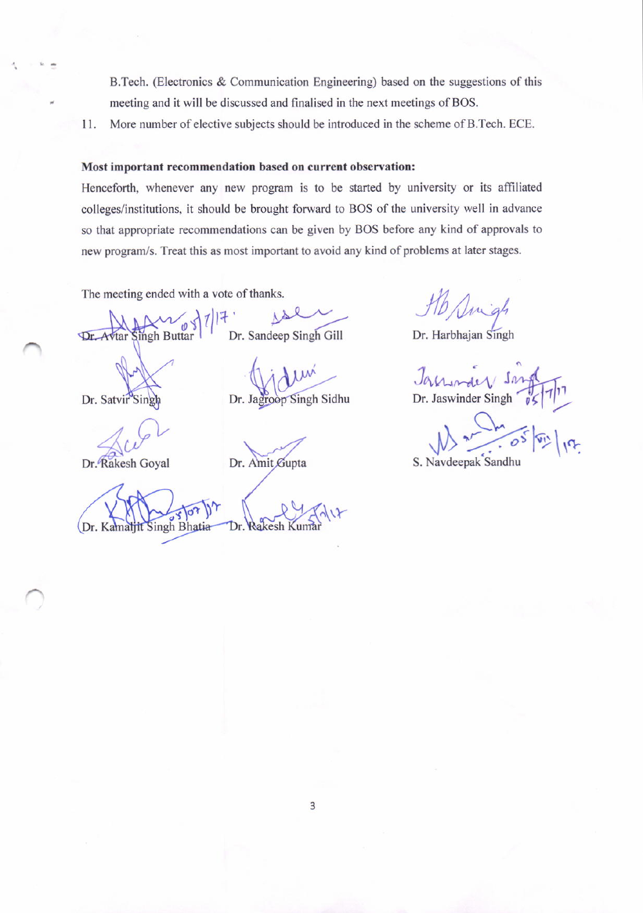B.Tech. (Electronics & Communication Engineering) based on the suggestions of this meeting and it will be discussed and finalised in the next meetings of BOS.

11. More number of elective subjects should be introduced in the scheme of B.Tech. ECE.

**Most important recommendation based on current observation:**

Henceforth, whenever any new program is to be started by university or its affiliated colleges/institutions, it should be brought forward to BOS of the university well in advance so that appropriate recommendations can be given by BOS before any kind of approvals to new program/s. Treat this as most important to avoid any kind of problems at later stages.

The meeting ended with a vote of thanks.

Dr. Avtar Singh Buttar

Dr. Sandeep Singh Gill

Dr. Harbhajan Singh

Dr. Satvir Singh

Dr. Jagroop Singh Sidhu

Dr. Jaswinder Singh

Dr. Rakesh Goyal

Dr. Amit Gupta

S. Navdeepak Sandhu

Dr. Kamaljit Singh Bhatia

Dr. Rakesh Kumar